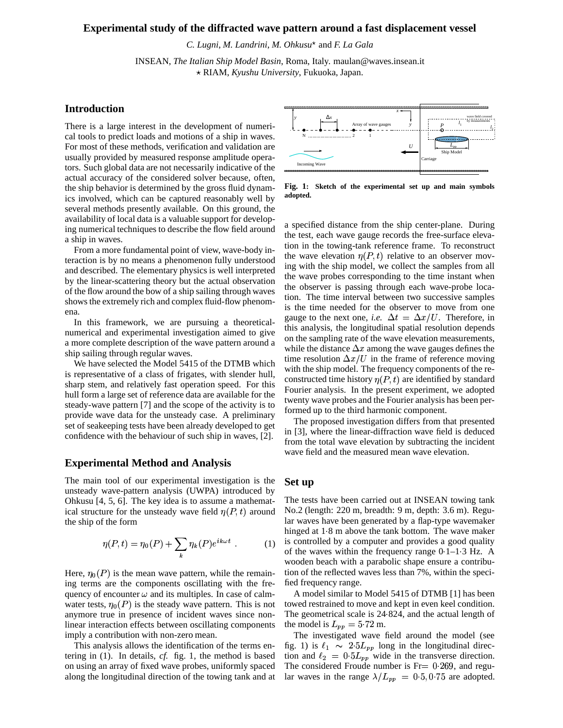# Experimental study of the diffracted wave pattern around a fast displacement vessel

*C. Lugni, M. Landrini, M. Ohkusu*⋆ and *F. La Gala*

INSEAN, *The Italian Ship Model Basin*, Roma, Italy. maulan@waves.insean.it
⋆ RIAM, *Kyushu University*, Fukuoka, Japan.

## Introduction

There is a large interest in the development of numerical tools to predict loads and motions of a ship in waves. For most of these methods, verification and validation are usually provided by measured response amplitude operators. Such global data are not necessarily indicative of the actual accuracy of the considered solver because, often, the ship behavior is determined by the gross fluid dynamics involved, which can be captured reasonably well by several methods presently available. On this ground, the availability of local data is a valuable support for developing numerical techniques to describe the flow field around a ship in waves.

From a more fundamental point of view, wave-body interaction is by no means a phenomenon fully understood and described. The elementary physics is well interpreted by the linear-scattering theory but the actual observation of the flow around the bow of a ship sailing through waves shows the extremely rich and complex fluid-flow phenomena.

In this framework, we are pursuing a theoretical-numerical and experimental investigation aimed to give a more complete description of the wave pattern around a ship sailing through regular waves.

We have selected the Model 5415 of the DTMB which is representative of a class of frigates, with slender hull, sharp stem, and relatively fast operation speed. For this hull form a large set of reference data are available for the steady-wave pattern [7] and the scope of the activity is to provide wave data for the unsteady case. A preliminary set of seakeeping tests have been already developed to get confidence with the behaviour of such ship in waves, [2].

## Experimental Method and Analysis

The main tool of our experimental investigation is the unsteady wave-pattern analysis (UWPA) introduced by Ohkusu [4, 5, 6]. The key idea is to assume a mathematical structure for the unsteady wave field $\eta(P,t)$ around the ship of the form

$$\eta(P,t) = \eta_0(P) + \sum_k \eta_k(P) e^{ik\omega t} \ . \tag{1}$$

Here, $\eta_0(P)$ is the mean wave pattern, while the remaining terms are the components oscillating with the frequency of encounter $\omega$ and its multiples. In case of calm-water tests, $\eta_0(P)$ is the steady wave pattern. This is not anymore true in presence of incident waves since non-linear interaction effects between oscillating components imply a contribution with non-zero mean.

This analysis allows the identification of the terms entering in (1). In details, *cf.* fig. 1, the method is based on using an array of fixed wave probes, uniformly spaced along the longitudinal direction of the towing tank and at a specified distance from the ship center-plane. During the test, each wave gauge records the free-surface elevation in the towing-tank reference frame. To reconstruct the wave elevation $\eta(P,t)$ relative to an observer moving with the ship model, we collect the samples from all the wave probes corresponding to the time instant when the observer is passing through each wave-probe location. The time interval between two successive samples is the time needed for the observer to move from one gauge to the next one, *i.e.* $\Delta t = \Delta x/U$. Therefore, in this analysis, the longitudinal spatial resolution depends on the sampling rate of the wave elevation measurements, while the distance $\Delta x$ among the wave gauges defines the time resolution $\Delta x/U$ in the frame of reference moving with the ship model. The frequency components of the reconstructed time history $\eta(P,t)$ are identified by standard Fourier analysis. In the present experiment, we adopted twenty wave probes and the Fourier analysis has been performed up to the third harmonic component.

**Fig. 1: Sketch of the experimental set up and main symbols adopted.**

The proposed investigation differs from that presented in [3], where the linear-diffraction wave field is deduced from the total wave elevation by subtracting the incident wave field and the measured mean wave elevation.

## Set up

The tests have been carried out at INSEAN towing tank No.2 (length: 220 m, breadth: 9 m, depth: 3.6 m). Regular waves have been generated by a flap-type wavemaker hinged at 1·8 m above the tank bottom. The wave maker is controlled by a computer and provides a good quality of the waves within the frequency range 0·1–1·3 Hz. A wooden beach with a parabolic shape ensure a contribution of the reflected waves less than 7%, within the specified frequency range.

A model similar to Model 5415 of DTMB [1] has been towed restrained to move and kept in even keel condition. The geometrical scale is 24·824, and the actual length of the model is $L_{pp} = 5{\cdot}72$ m.

The investigated wave field around the model (see fig. 1) is $\ell_1 \sim 2{\cdot}5L_{pp}$ long in the longitudinal direction and $\ell_2 = 0{\cdot}5L_{pp}$ wide in the transverse direction. The considered Froude number is Fr$= 0{\cdot}269$, and regular waves in the range $\lambda/L_{pp} = 0{\cdot}5, 0{\cdot}75$ are adopted.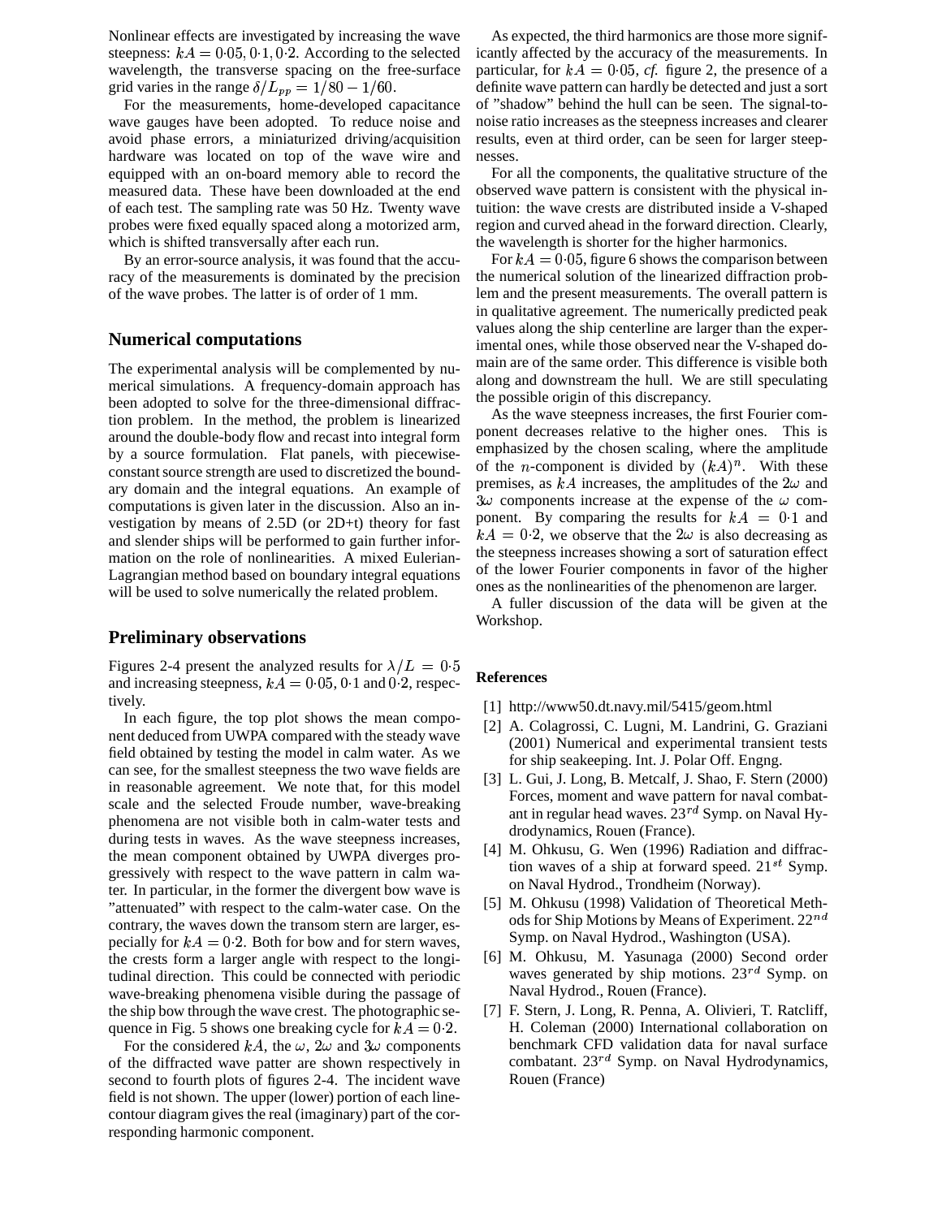Nonlinear effects are investigated by increasing the wave steepness: $kA = 0{\cdot}05, 0{\cdot}1, 0{\cdot}2$. According to the selected wavelength, the transverse spacing on the free-surface grid varies in the range $\delta/L_{pp} = 1/80 - 1/60$.

For the measurements, home-developed capacitance wave gauges have been adopted. To reduce noise and avoid phase errors, a miniaturized driving/acquisition hardware was located on top of the wave wire and equipped with an on-board memory able to record the measured data. These have been downloaded at the end of each test. The sampling rate was 50 Hz. Twenty wave probes were fixed equally spaced along a motorized arm, which is shifted transversally after each run.

By an error-source analysis, it was found that the accuracy of the measurements is dominated by the precision of the wave probes. The latter is of order of 1 mm.

## Numerical computations

The experimental analysis will be complemented by numerical simulations. A frequency-domain approach has been adopted to solve for the three-dimensional diffraction problem. In the method, the problem is linearized around the double-body flow and recast into integral form by a source formulation. Flat panels, with piecewise-constant source strength are used to discretized the boundary domain and the integral equations. An example of computations is given later in the discussion. Also an investigation by means of 2.5D (or 2D+t) theory for fast and slender ships will be performed to gain further information on the role of nonlinearities. A mixed Eulerian-Lagrangian method based on boundary integral equations will be used to solve numerically the related problem.

## Preliminary observations

Figures 2-4 present the analyzed results for $\lambda/L = 0{\cdot}5$ and increasing steepness, $kA = 0{\cdot}05$, $0{\cdot}1$ and $0{\cdot}2$, respectively.

In each figure, the top plot shows the mean component deduced from UWPA compared with the steady wave field obtained by testing the model in calm water. As we can see, for the smallest steepness the two wave fields are in reasonable agreement. We note that, for this model scale and the selected Froude number, wave-breaking phenomena are not visible both in calm-water tests and during tests in waves. As the wave steepness increases, the mean component obtained by UWPA diverges progressively with respect to the wave pattern in calm water. In particular, in the former the divergent bow wave is "attenuated" with respect to the calm-water case. On the contrary, the waves down the transom stern are larger, especially for $kA = 0{\cdot}2$. Both for bow and for stern waves, the crests form a larger angle with respect to the longitudinal direction. This could be connected with periodic wave-breaking phenomena visible during the passage of the ship bow through the wave crest. The photographic sequence in Fig. 5 shows one breaking cycle for $kA = 0{\cdot}2$.

For the considered $kA$, the $\omega$, $2\omega$ and $3\omega$ components of the diffracted wave patter are shown respectively in second to fourth plots of figures 2-4. The incident wave field is not shown. The upper (lower) portion of each line-contour diagram gives the real (imaginary) part of the corresponding harmonic component.

As expected, the third harmonics are those more significantly affected by the accuracy of the measurements. In particular, for $kA = 0{\cdot}05$, *cf.* figure 2, the presence of a definite wave pattern can hardly be detected and just a sort of "shadow" behind the hull can be seen. The signal-to-noise ratio increases as the steepness increases and clearer results, even at third order, can be seen for larger steepnesses.

For all the components, the qualitative structure of the observed wave pattern is consistent with the physical intuition: the wave crests are distributed inside a V-shaped region and curved ahead in the forward direction. Clearly, the wavelength is shorter for the higher harmonics.

For $kA = 0{\cdot}05$, figure 6 shows the comparison between the numerical solution of the linearized diffraction problem and the present measurements. The overall pattern is in qualitative agreement. The numerically predicted peak values along the ship centerline are larger than the experimental ones, while those observed near the V-shaped domain are of the same order. This difference is visible both along and downstream the hull. We are still speculating the possible origin of this discrepancy.

As the wave steepness increases, the first Fourier component decreases relative to the higher ones. This is emphasized by the chosen scaling, where the amplitude of the $n$-component is divided by $(kA)^n$. With these premises, as $kA$ increases, the amplitudes of the $2\omega$ and $3\omega$ components increase at the expense of the $\omega$ component. By comparing the results for $kA = 0{\cdot}1$ and $kA = 0{\cdot}2$, we observe that the $2\omega$ is also decreasing as the steepness increases showing a sort of saturation effect of the lower Fourier components in favor of the higher ones as the nonlinearities of the phenomenon are larger.

A fuller discussion of the data will be given at the Workshop.

### References

[1] http://www50.dt.navy.mil/5415/geom.html

[2] A. Colagrossi, C. Lugni, M. Landrini, G. Graziani (2001) Numerical and experimental transient tests for ship seakeeping. Int. J. Polar Off. Engng.

[3] L. Gui, J. Long, B. Metcalf, J. Shao, F. Stern (2000) Forces, moment and wave pattern for naval combatant in regular head waves. 23rd Symp. on Naval Hydrodynamics, Rouen (France).

[4] M. Ohkusu, G. Wen (1996) Radiation and diffraction waves of a ship at forward speed. 21st Symp. on Naval Hydrod., Trondheim (Norway).

[5] M. Ohkusu (1998) Validation of Theoretical Methods for Ship Motions by Means of Experiment. 22nd Symp. on Naval Hydrod., Washington (USA).

[6] M. Ohkusu, M. Yasunaga (2000) Second order waves generated by ship motions. 23rd Symp. on Naval Hydrod., Rouen (France).

[7] F. Stern, J. Long, R. Penna, A. Olivieri, T. Ratcliff, H. Coleman (2000) International collaboration on benchmark CFD validation data for naval surface combatant. 23rd Symp. on Naval Hydrodynamics, Rouen (France)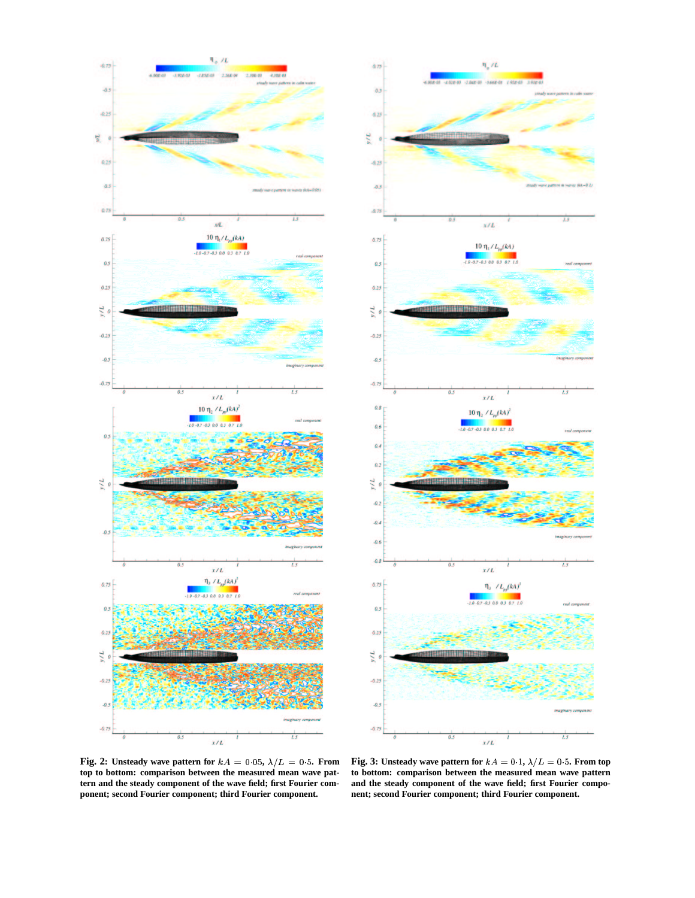**Fig. 2: Unsteady wave pattern for $kA = 0{\cdot}05$, $\lambda/L = 0{\cdot}5$. From top to bottom: comparison between the measured mean wave pattern and the steady component of the wave field; first Fourier component; second Fourier component; third Fourier component.**

**Fig. 3: Unsteady wave pattern for $kA = 0{\cdot}1$, $\lambda/L = 0{\cdot}5$. From top to bottom: comparison between the measured mean wave pattern and the steady component of the wave field; first Fourier component; second Fourier component; third Fourier component.**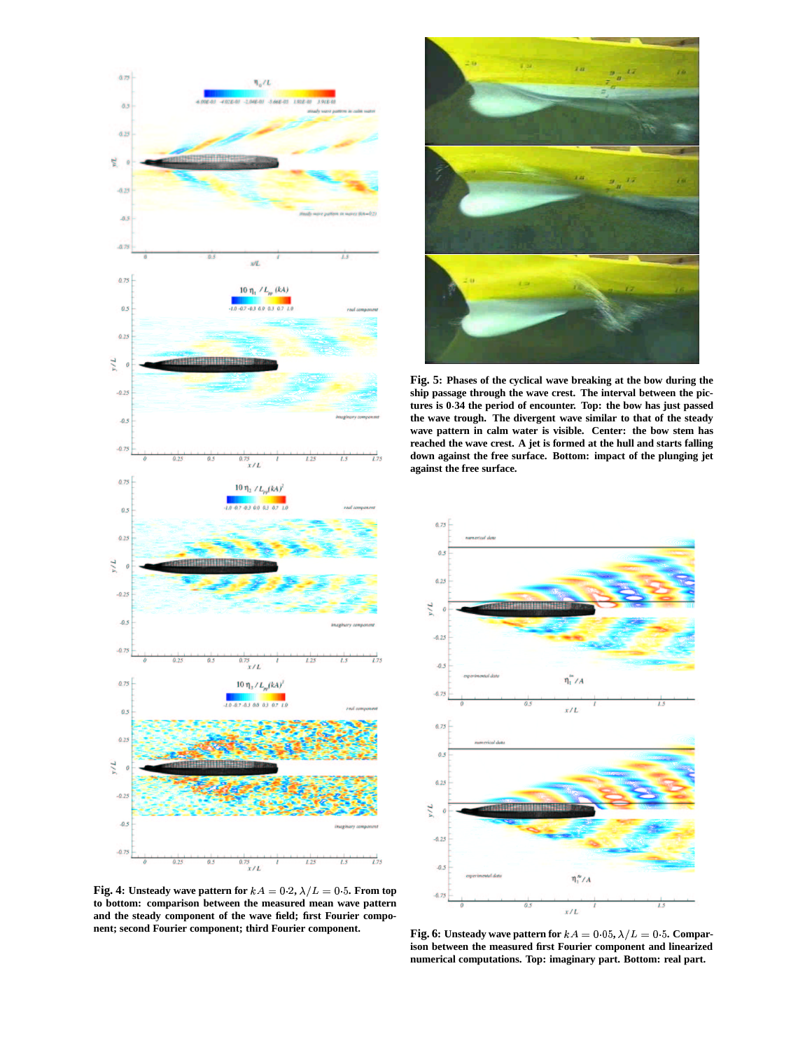$\eta_0 / L$

-6.99E-03 -4.02E-03 -2.04E-03 -5.66E-05 1.93E-03 3.91E-03

steady wave pattern in calm water

steady wave pattern in waves (kA=0.2)

$10\,\eta_1 / L_{pp}(kA)$

-1.0 -0.7 -0.3 0.0 0.3 0.7 1.0

real component

imaginary component

$10\,\eta_2 / L_{pp}(kA)^2$

-1.0 -0.7 -0.3 0.0 0.3 0.7 1.0

real component

imaginary component

$10\,\eta_3 / L_{pp}(kA)^3$

-1.0 -0.7 -0.3 0.0 0.3 0.7 1.0

real component

imaginary component

**Fig. 4: Unsteady wave pattern for $kA = 0{\cdot}2$, $\lambda/L = 0{\cdot}5$. From top to bottom: comparison between the measured mean wave pattern and the steady component of the wave field; first Fourier component; second Fourier component; third Fourier component.**

**Fig. 5: Phases of the cyclical wave breaking at the bow during the ship passage through the wave crest. The interval between the pictures is 0·34 the period of encounter. Top: the bow has just passed the wave trough. The divergent wave similar to that of the steady wave pattern in calm water is visible. Center: the bow stem has reached the wave crest. A jet is formed at the hull and starts falling down against the free surface. Bottom: impact of the plunging jet against the free surface.**

numerical data

experimental data

$\eta_1^{Im} / A$

numerical data

experimental data

$\eta_1^{Re} / A$

**Fig. 6: Unsteady wave pattern for $kA = 0{\cdot}05$, $\lambda/L = 0{\cdot}5$. Comparison between the measured first Fourier component and linearized numerical computations. Top: imaginary part. Bottom: real part.**